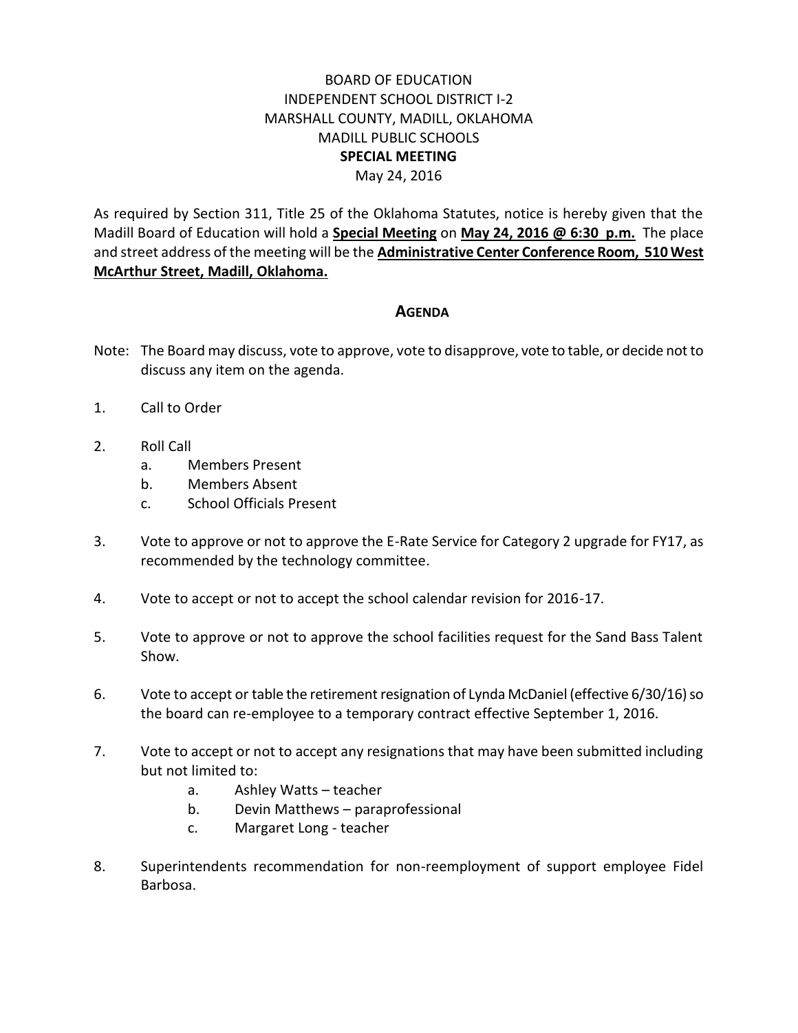BOARD OF EDUCATION
INDEPENDENT SCHOOL DISTRICT I-2
MARSHALL COUNTY, MADILL, OKLAHOMA
MADILL PUBLIC SCHOOLS
**SPECIAL MEETING**
May 24, 2016

As required by Section 311, Title 25 of the Oklahoma Statutes, notice is hereby given that the Madill Board of Education will hold a **Special Meeting** on **May 24, 2016 @ 6:30 p.m.** The place and street address of the meeting will be the **Administrative Center Conference Room, 510 West McArthur Street, Madill, Oklahoma.**

## AGENDA

Note: The Board may discuss, vote to approve, vote to disapprove, vote to table, or decide not to discuss any item on the agenda.

1. Call to Order

2. Roll Call
   a. Members Present
   b. Members Absent
   c. School Officials Present

3. Vote to approve or not to approve the E-Rate Service for Category 2 upgrade for FY17, as recommended by the technology committee.

4. Vote to accept or not to accept the school calendar revision for 2016-17.

5. Vote to approve or not to approve the school facilities request for the Sand Bass Talent Show.

6. Vote to accept or table the retirement resignation of Lynda McDaniel (effective 6/30/16) so the board can re-employee to a temporary contract effective September 1, 2016.

7. Vote to accept or not to accept any resignations that may have been submitted including but not limited to:
   a. Ashley Watts – teacher
   b. Devin Matthews – paraprofessional
   c. Margaret Long - teacher

8. Superintendents recommendation for non-reemployment of support employee Fidel Barbosa.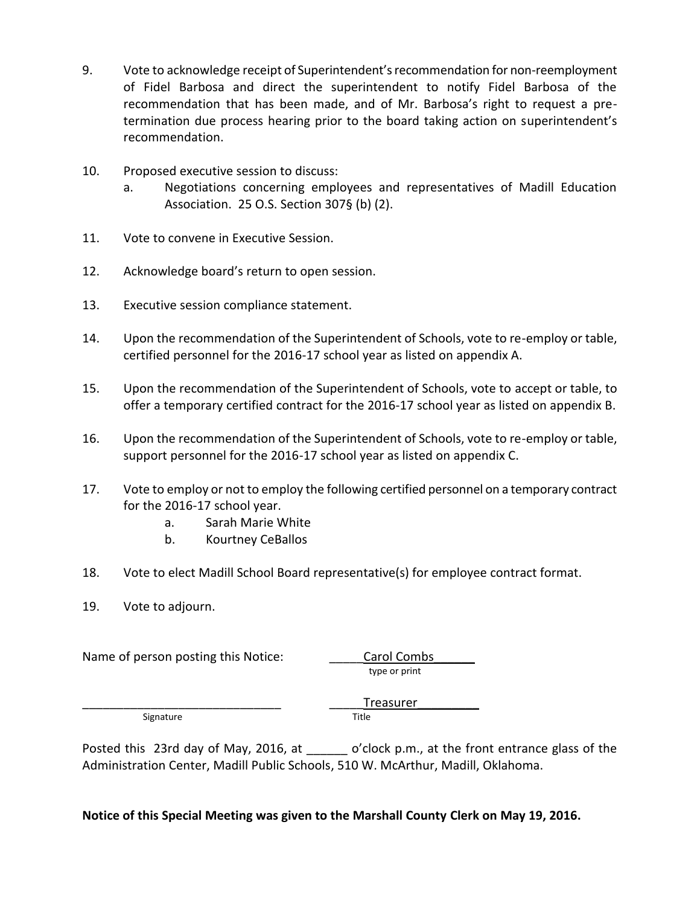9. Vote to acknowledge receipt of Superintendent's recommendation for non-reemployment of Fidel Barbosa and direct the superintendent to notify Fidel Barbosa of the recommendation that has been made, and of Mr. Barbosa's right to request a pre-termination due process hearing prior to the board taking action on superintendent's recommendation.

10. Proposed executive session to discuss:
    a. Negotiations concerning employees and representatives of Madill Education Association. 25 O.S. Section 307§ (b) (2).

11. Vote to convene in Executive Session.

12. Acknowledge board's return to open session.

13. Executive session compliance statement.

14. Upon the recommendation of the Superintendent of Schools, vote to re-employ or table, certified personnel for the 2016-17 school year as listed on appendix A.

15. Upon the recommendation of the Superintendent of Schools, vote to accept or table, to offer a temporary certified contract for the 2016-17 school year as listed on appendix B.

16. Upon the recommendation of the Superintendent of Schools, vote to re-employ or table, support personnel for the 2016-17 school year as listed on appendix C.

17. Vote to employ or not to employ the following certified personnel on a temporary contract for the 2016-17 school year.
    a. Sarah Marie White
    b. Kourtney CeBallos

18. Vote to elect Madill School Board representative(s) for employee contract format.

19. Vote to adjourn.

Name of person posting this Notice: _____Carol Combs______
type or print

_____________________________ _____Treasurer_________
Signature Title

Posted this 23rd day of May, 2016, at ______ o'clock p.m., at the front entrance glass of the Administration Center, Madill Public Schools, 510 W. McArthur, Madill, Oklahoma.

**Notice of this Special Meeting was given to the Marshall County Clerk on May 19, 2016.**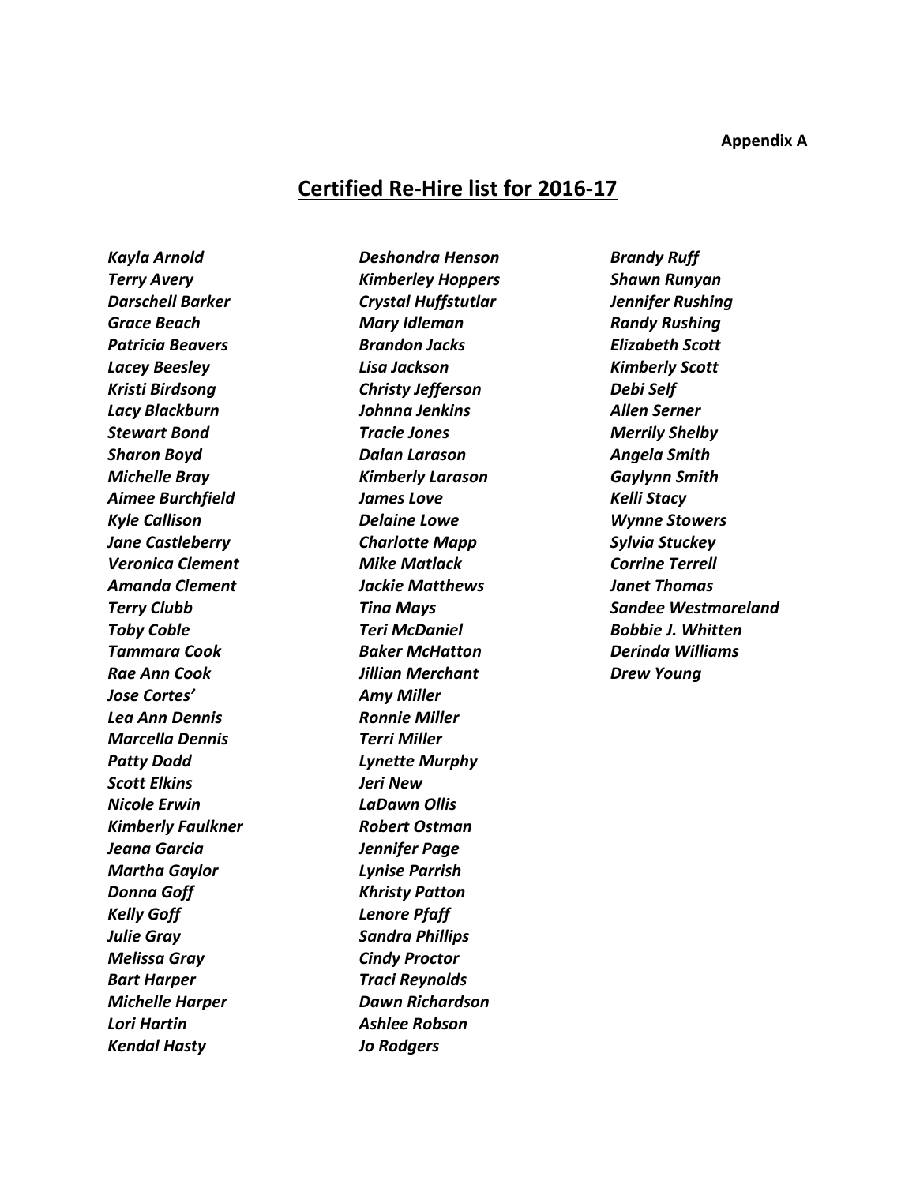**Appendix A**

## Certified Re-Hire list for 2016-17

*Kayla Arnold*
*Terry Avery*
*Darschell Barker*
*Grace Beach*
*Patricia Beavers*
*Lacey Beesley*
*Kristi Birdsong*
*Lacy Blackburn*
*Stewart Bond*
*Sharon Boyd*
*Michelle Bray*
*Aimee Burchfield*
*Kyle Callison*
*Jane Castleberry*
*Veronica Clement*
*Amanda Clement*
*Terry Clubb*
*Toby Coble*
*Tammara Cook*
*Rae Ann Cook*
*Jose Cortes'*
*Lea Ann Dennis*
*Marcella Dennis*
*Patty Dodd*
*Scott Elkins*
*Nicole Erwin*
*Kimberly Faulkner*
*Jeana Garcia*
*Martha Gaylor*
*Donna Goff*
*Kelly Goff*
*Julie Gray*
*Melissa Gray*
*Bart Harper*
*Michelle Harper*
*Lori Hartin*
*Kendal Hasty*
*Deshondra Henson*
*Kimberley Hoppers*
*Crystal Huffstutlar*
*Mary Idleman*
*Brandon Jacks*
*Lisa Jackson*
*Christy Jefferson*
*Johnna Jenkins*
*Tracie Jones*
*Dalan Larason*
*Kimberly Larason*
*James Love*
*Delaine Lowe*
*Charlotte Mapp*
*Mike Matlack*
*Jackie Matthews*
*Tina Mays*
*Teri McDaniel*
*Baker McHatton*
*Jillian Merchant*
*Amy Miller*
*Ronnie Miller*
*Terri Miller*
*Lynette Murphy*
*Jeri New*
*LaDawn Ollis*
*Robert Ostman*
*Jennifer Page*
*Lynise Parrish*
*Khristy Patton*
*Lenore Pfaff*
*Sandra Phillips*
*Cindy Proctor*
*Traci Reynolds*
*Dawn Richardson*
*Ashlee Robson*
*Jo Rodgers*
*Brandy Ruff*
*Shawn Runyan*
*Jennifer Rushing*
*Randy Rushing*
*Elizabeth Scott*
*Kimberly Scott*
*Debi Self*
*Allen Serner*
*Merrily Shelby*
*Angela Smith*
*Gaylynn Smith*
*Kelli Stacy*
*Wynne Stowers*
*Sylvia Stuckey*
*Corrine Terrell*
*Janet Thomas*
*Sandee Westmoreland*
*Bobbie J. Whitten*
*Derinda Williams*
*Drew Young*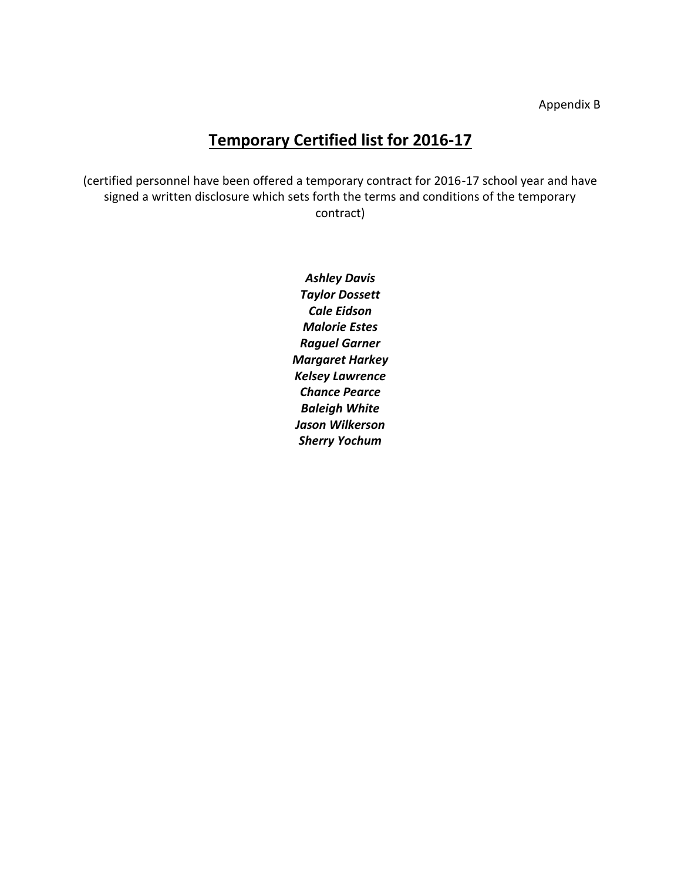Appendix B

# Temporary Certified list for 2016-17

(certified personnel have been offered a temporary contract for 2016-17 school year and have signed a written disclosure which sets forth the terms and conditions of the temporary contract)

***Ashley Davis***
***Taylor Dossett***
***Cale Eidson***
***Malorie Estes***
***Raguel Garner***
***Margaret Harkey***
***Kelsey Lawrence***
***Chance Pearce***
***Baleigh White***
***Jason Wilkerson***
***Sherry Yochum***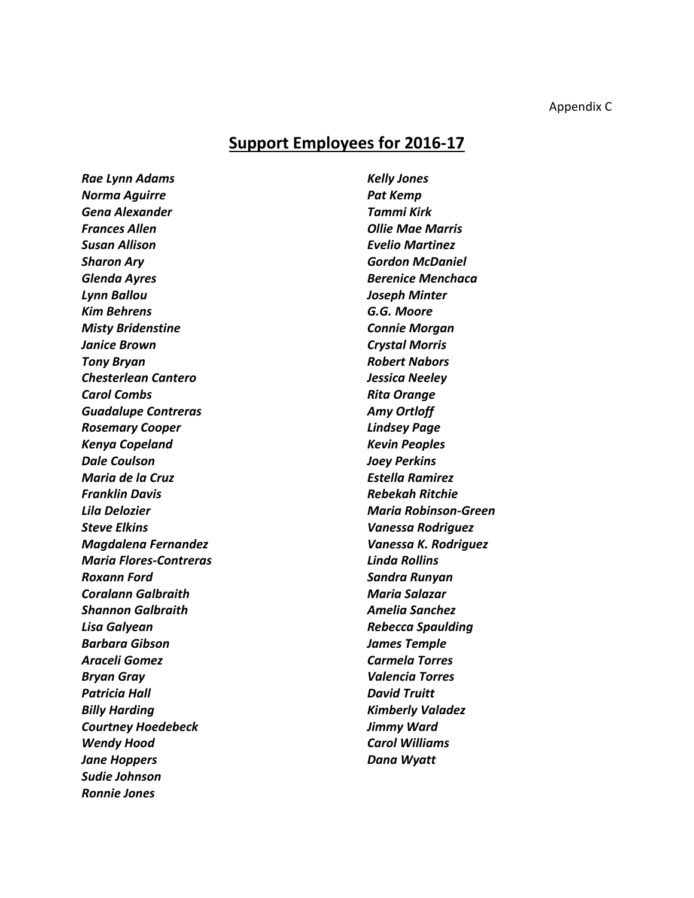Appendix C

## Support Employees for 2016-17

***Rae Lynn Adams***
***Norma Aguirre***
***Gena Alexander***
***Frances Allen***
***Susan Allison***
***Sharon Ary***
***Glenda Ayres***
***Lynn Ballou***
***Kim Behrens***
***Misty Bridenstine***
***Janice Brown***
***Tony Bryan***
***Chesterlean Cantero***
***Carol Combs***
***Guadalupe Contreras***
***Rosemary Cooper***
***Kenya Copeland***
***Dale Coulson***
***Maria de la Cruz***
***Franklin Davis***
***Lila Delozier***
***Steve Elkins***
***Magdalena Fernandez***
***Maria Flores-Contreras***
***Roxann Ford***
***Coralann Galbraith***
***Shannon Galbraith***
***Lisa Galyean***
***Barbara Gibson***
***Araceli Gomez***
***Bryan Gray***
***Patricia Hall***
***Billy Harding***
***Courtney Hoedebeck***
***Wendy Hood***
***Jane Hoppers***
***Sudie Johnson***
***Ronnie Jones***
***Kelly Jones***
***Pat Kemp***
***Tammi Kirk***
***Ollie Mae Marris***
***Evelio Martinez***
***Gordon McDaniel***
***Berenice Menchaca***
***Joseph Minter***
***G.G. Moore***
***Connie Morgan***
***Crystal Morris***
***Robert Nabors***
***Jessica Neeley***
***Rita Orange***
***Amy Ortloff***
***Lindsey Page***
***Kevin Peoples***
***Joey Perkins***
***Estella Ramirez***
***Rebekah Ritchie***
***Maria Robinson-Green***
***Vanessa Rodriguez***
***Vanessa K. Rodriguez***
***Linda Rollins***
***Sandra Runyan***
***Maria Salazar***
***Amelia Sanchez***
***Rebecca Spaulding***
***James Temple***
***Carmela Torres***
***Valencia Torres***
***David Truitt***
***Kimberly Valadez***
***Jimmy Ward***
***Carol Williams***
***Dana Wyatt***